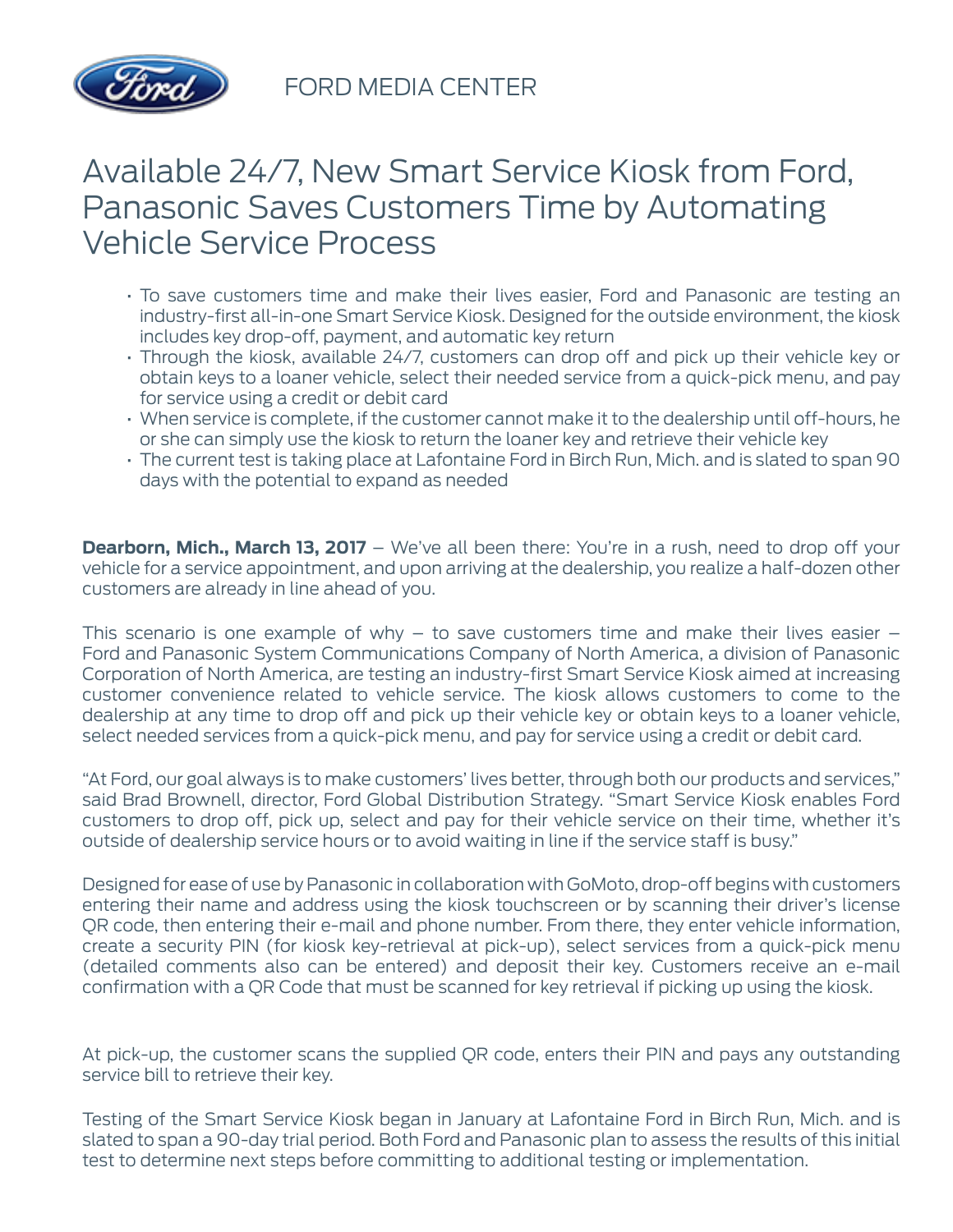FORD MEDIA CENTER

# Available 24/7, New Smart Service Kiosk from Ford, Panasonic Saves Customers Time by Automating Vehicle Service Process

- To save customers time and make their lives easier, Ford and Panasonic are testing an industry-first all-in-one Smart Service Kiosk. Designed for the outside environment, the kiosk includes key drop-off, payment, and automatic key return
- Through the kiosk, available 24/7, customers can drop off and pick up their vehicle key or obtain keys to a loaner vehicle, select their needed service from a quick-pick menu, and pay for service using a credit or debit card
- When service is complete, if the customer cannot make it to the dealership until off-hours, he or she can simply use the kiosk to return the loaner key and retrieve their vehicle key
- The current test is taking place at Lafontaine Ford in Birch Run, Mich. and is slated to span 90 days with the potential to expand as needed

**Dearborn, Mich., March 13, 2017** – We've all been there: You're in a rush, need to drop off your vehicle for a service appointment, and upon arriving at the dealership, you realize a half-dozen other customers are already in line ahead of you.

This scenario is one example of why – to save customers time and make their lives easier – Ford and Panasonic System Communications Company of North America, a division of Panasonic Corporation of North America, are testing an industry-first Smart Service Kiosk aimed at increasing customer convenience related to vehicle service. The kiosk allows customers to come to the dealership at any time to drop off and pick up their vehicle key or obtain keys to a loaner vehicle, select needed services from a quick-pick menu, and pay for service using a credit or debit card.

"At Ford, our goal always is to make customers' lives better, through both our products and services," said Brad Brownell, director, Ford Global Distribution Strategy. "Smart Service Kiosk enables Ford customers to drop off, pick up, select and pay for their vehicle service on their time, whether it's outside of dealership service hours or to avoid waiting in line if the service staff is busy."

Designed for ease of use by Panasonic in collaboration with GoMoto, drop-off begins with customers entering their name and address using the kiosk touchscreen or by scanning their driver's license QR code, then entering their e-mail and phone number. From there, they enter vehicle information, create a security PIN (for kiosk key-retrieval at pick-up), select services from a quick-pick menu (detailed comments also can be entered) and deposit their key. Customers receive an e-mail confirmation with a QR Code that must be scanned for key retrieval if picking up using the kiosk.

At pick-up, the customer scans the supplied QR code, enters their PIN and pays any outstanding service bill to retrieve their key.

Testing of the Smart Service Kiosk began in January at Lafontaine Ford in Birch Run, Mich. and is slated to span a 90-day trial period. Both Ford and Panasonic plan to assess the results of this initial test to determine next steps before committing to additional testing or implementation.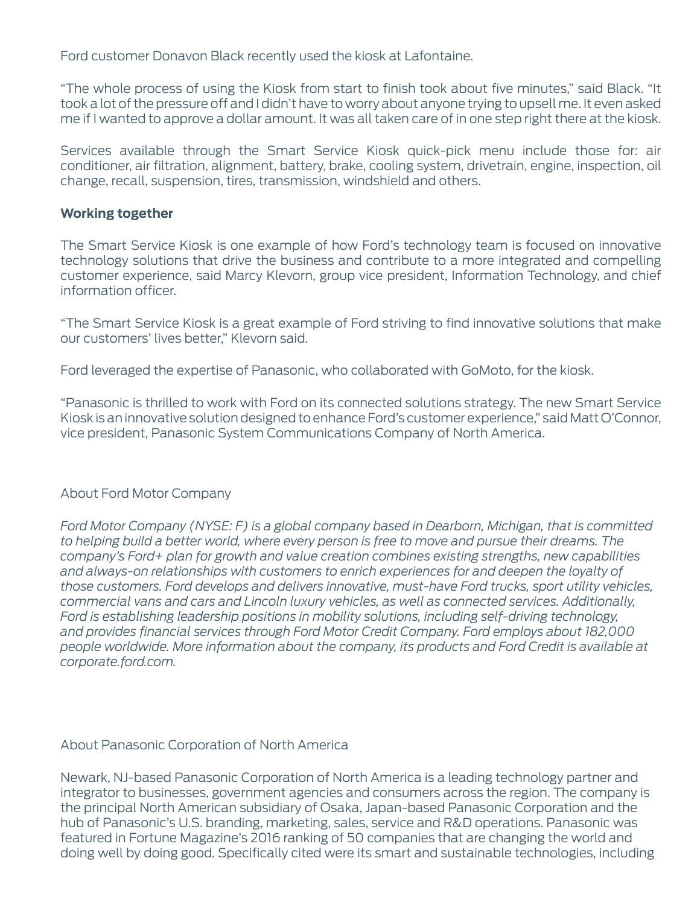Ford customer Donavon Black recently used the kiosk at Lafontaine.

"The whole process of using the Kiosk from start to finish took about five minutes," said Black. "It took a lot of the pressure off and I didn't have to worry about anyone trying to upsell me. It even asked me if I wanted to approve a dollar amount. It was all taken care of in one step right there at the kiosk.

Services available through the Smart Service Kiosk quick-pick menu include those for: air conditioner, air filtration, alignment, battery, brake, cooling system, drivetrain, engine, inspection, oil change, recall, suspension, tires, transmission, windshield and others.

**Working together**

The Smart Service Kiosk is one example of how Ford's technology team is focused on innovative technology solutions that drive the business and contribute to a more integrated and compelling customer experience, said Marcy Klevorn, group vice president, Information Technology, and chief information officer.

"The Smart Service Kiosk is a great example of Ford striving to find innovative solutions that make our customers' lives better," Klevorn said.

Ford leveraged the expertise of Panasonic, who collaborated with GoMoto, for the kiosk.

"Panasonic is thrilled to work with Ford on its connected solutions strategy. The new Smart Service Kiosk is an innovative solution designed to enhance Ford's customer experience," said Matt O'Connor, vice president, Panasonic System Communications Company of North America.

About Ford Motor Company

*Ford Motor Company (NYSE: F) is a global company based in Dearborn, Michigan, that is committed to helping build a better world, where every person is free to move and pursue their dreams. The company's Ford+ plan for growth and value creation combines existing strengths, new capabilities and always-on relationships with customers to enrich experiences for and deepen the loyalty of those customers. Ford develops and delivers innovative, must-have Ford trucks, sport utility vehicles, commercial vans and cars and Lincoln luxury vehicles, as well as connected services. Additionally, Ford is establishing leadership positions in mobility solutions, including self-driving technology, and provides financial services through Ford Motor Credit Company. Ford employs about 182,000 people worldwide. More information about the company, its products and Ford Credit is available at corporate.ford.com.*

About Panasonic Corporation of North America

Newark, NJ-based Panasonic Corporation of North America is a leading technology partner and integrator to businesses, government agencies and consumers across the region. The company is the principal North American subsidiary of Osaka, Japan-based Panasonic Corporation and the hub of Panasonic's U.S. branding, marketing, sales, service and R&D operations. Panasonic was featured in Fortune Magazine's 2016 ranking of 50 companies that are changing the world and doing well by doing good. Specifically cited were its smart and sustainable technologies, including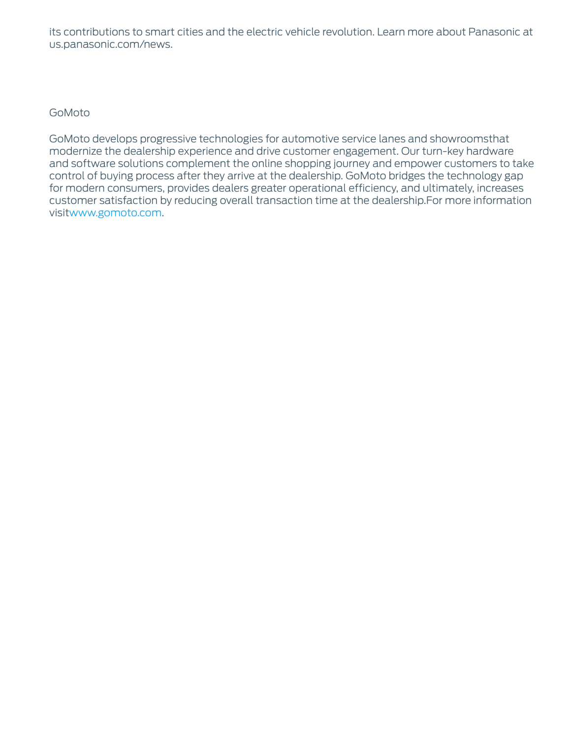its contributions to smart cities and the electric vehicle revolution. Learn more about Panasonic at us.panasonic.com/news.

GoMoto

GoMoto develops progressive technologies for automotive service lanes and showroomsthat modernize the dealership experience and drive customer engagement. Our turn-key hardware and software solutions complement the online shopping journey and empower customers to take control of buying process after they arrive at the dealership. GoMoto bridges the technology gap for modern consumers, provides dealers greater operational efficiency, and ultimately, increases customer satisfaction by reducing overall transaction time at the dealership.For more information visitwww.gomoto.com.